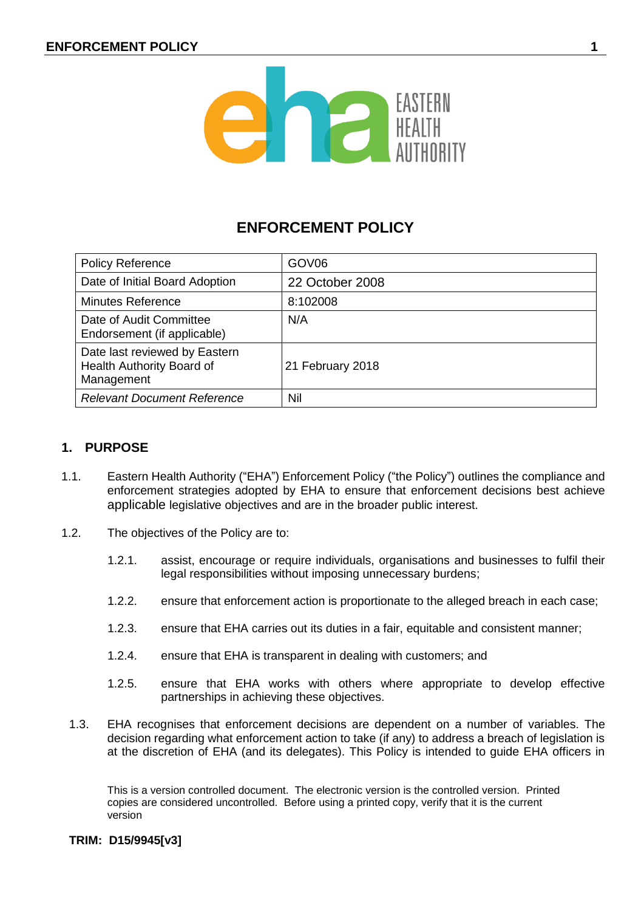# ENFORCEMENT POLICY

| Policy Reference | GOV06 |
|---|---|
| Date of Initial Board Adoption | 22 October 2008 |
| Minutes Reference | 8:102008 |
| Date of Audit Committee Endorsement (if applicable) | N/A |
| Date last reviewed by Eastern Health Authority Board of Management | 21 February 2018 |
| *Relevant Document Reference* | Nil |

## 1. PURPOSE

1.1. Eastern Health Authority ("EHA") Enforcement Policy ("the Policy") outlines the compliance and enforcement strategies adopted by EHA to ensure that enforcement decisions best achieve applicable legislative objectives and are in the broader public interest.

1.2. The objectives of the Policy are to:

1.2.1. assist, encourage or require individuals, organisations and businesses to fulfil their legal responsibilities without imposing unnecessary burdens;

1.2.2. ensure that enforcement action is proportionate to the alleged breach in each case;

1.2.3. ensure that EHA carries out its duties in a fair, equitable and consistent manner;

1.2.4. ensure that EHA is transparent in dealing with customers; and

1.2.5. ensure that EHA works with others where appropriate to develop effective partnerships in achieving these objectives.

1.3. EHA recognises that enforcement decisions are dependent on a number of variables. The decision regarding what enforcement action to take (if any) to address a breach of legislation is at the discretion of EHA (and its delegates). This Policy is intended to guide EHA officers in

This is a version controlled document. The electronic version is the controlled version. Printed copies are considered uncontrolled. Before using a printed copy, verify that it is the current version

**TRIM: D15/9945[v3]**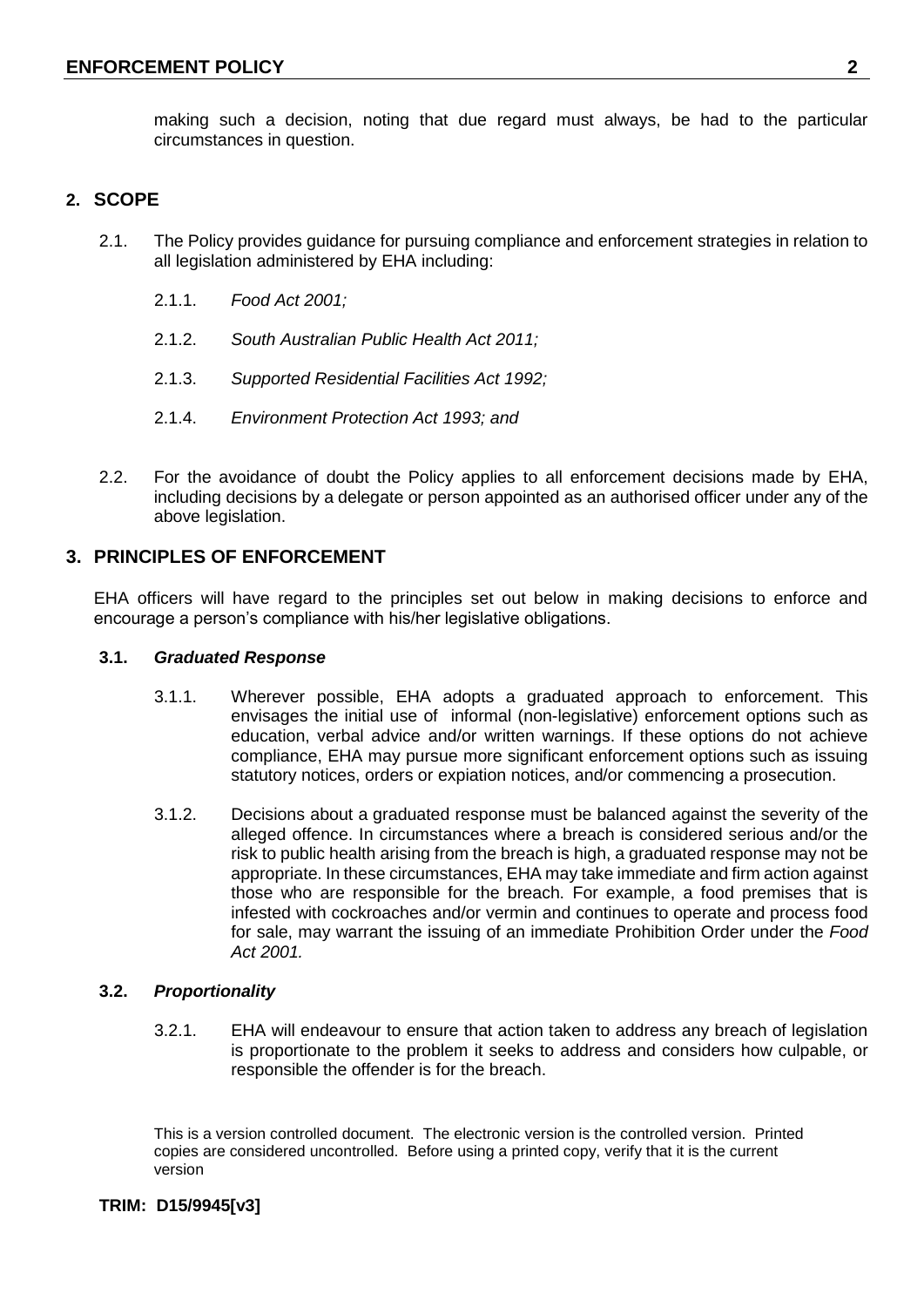making such a decision, noting that due regard must always, be had to the particular circumstances in question.

## 2. SCOPE

2.1. The Policy provides guidance for pursuing compliance and enforcement strategies in relation to all legislation administered by EHA including:

2.1.1. *Food Act 2001;*

2.1.2. *South Australian Public Health Act 2011;*

2.1.3. *Supported Residential Facilities Act 1992;*

2.1.4. *Environment Protection Act 1993; and*

2.2. For the avoidance of doubt the Policy applies to all enforcement decisions made by EHA, including decisions by a delegate or person appointed as an authorised officer under any of the above legislation.

## 3. PRINCIPLES OF ENFORCEMENT

EHA officers will have regard to the principles set out below in making decisions to enforce and encourage a person's compliance with his/her legislative obligations.

### 3.1. *Graduated Response*

3.1.1. Wherever possible, EHA adopts a graduated approach to enforcement. This envisages the initial use of informal (non-legislative) enforcement options such as education, verbal advice and/or written warnings. If these options do not achieve compliance, EHA may pursue more significant enforcement options such as issuing statutory notices, orders or expiation notices, and/or commencing a prosecution.

3.1.2. Decisions about a graduated response must be balanced against the severity of the alleged offence. In circumstances where a breach is considered serious and/or the risk to public health arising from the breach is high, a graduated response may not be appropriate. In these circumstances, EHA may take immediate and firm action against those who are responsible for the breach. For example, a food premises that is infested with cockroaches and/or vermin and continues to operate and process food for sale, may warrant the issuing of an immediate Prohibition Order under the *Food Act 2001.*

### 3.2. *Proportionality*

3.2.1. EHA will endeavour to ensure that action taken to address any breach of legislation is proportionate to the problem it seeks to address and considers how culpable, or responsible the offender is for the breach.

This is a version controlled document. The electronic version is the controlled version. Printed copies are considered uncontrolled. Before using a printed copy, verify that it is the current version

**TRIM: D15/9945[v3]**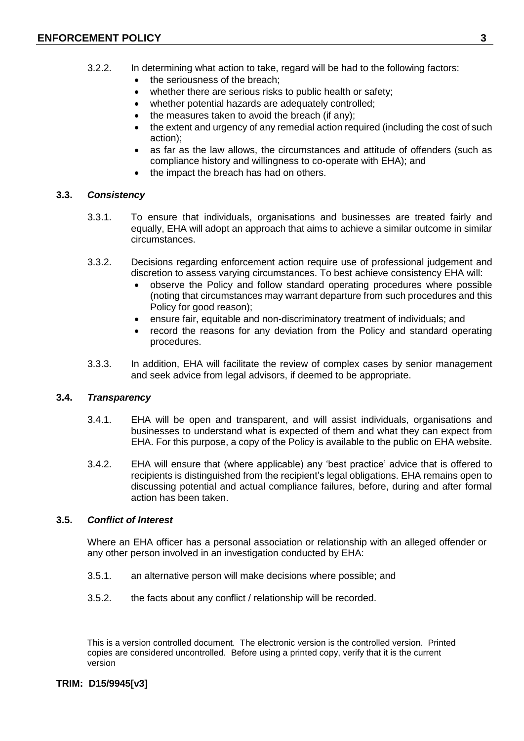3.2.2. In determining what action to take, regard will be had to the following factors:

- the seriousness of the breach;
- whether there are serious risks to public health or safety;
- whether potential hazards are adequately controlled;
- the measures taken to avoid the breach (if any);
- the extent and urgency of any remedial action required (including the cost of such action);
- as far as the law allows, the circumstances and attitude of offenders (such as compliance history and willingness to co-operate with EHA); and
- the impact the breach has had on others.

### 3.3. *Consistency*

3.3.1. To ensure that individuals, organisations and businesses are treated fairly and equally, EHA will adopt an approach that aims to achieve a similar outcome in similar circumstances.

3.3.2. Decisions regarding enforcement action require use of professional judgement and discretion to assess varying circumstances. To best achieve consistency EHA will:

- observe the Policy and follow standard operating procedures where possible (noting that circumstances may warrant departure from such procedures and this Policy for good reason);
- ensure fair, equitable and non-discriminatory treatment of individuals; and
- record the reasons for any deviation from the Policy and standard operating procedures.

3.3.3. In addition, EHA will facilitate the review of complex cases by senior management and seek advice from legal advisors, if deemed to be appropriate.

### 3.4. *Transparency*

3.4.1. EHA will be open and transparent, and will assist individuals, organisations and businesses to understand what is expected of them and what they can expect from EHA. For this purpose, a copy of the Policy is available to the public on EHA website.

3.4.2. EHA will ensure that (where applicable) any 'best practice' advice that is offered to recipients is distinguished from the recipient's legal obligations. EHA remains open to discussing potential and actual compliance failures, before, during and after formal action has been taken.

### 3.5. *Conflict of Interest*

Where an EHA officer has a personal association or relationship with an alleged offender or any other person involved in an investigation conducted by EHA:

3.5.1. an alternative person will make decisions where possible; and

3.5.2. the facts about any conflict / relationship will be recorded.

This is a version controlled document. The electronic version is the controlled version. Printed copies are considered uncontrolled. Before using a printed copy, verify that it is the current version

**TRIM: D15/9945[v3]**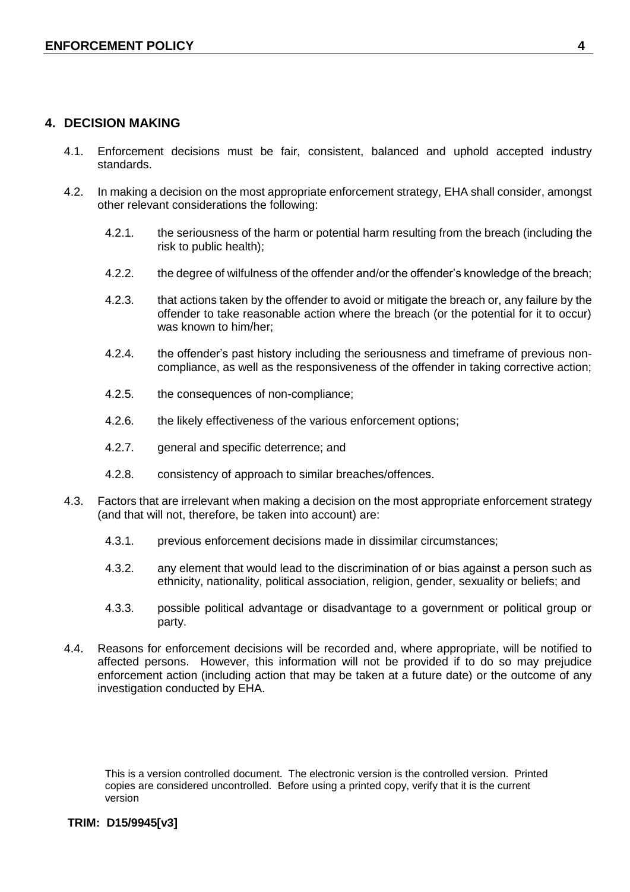## 4. DECISION MAKING

4.1. Enforcement decisions must be fair, consistent, balanced and uphold accepted industry standards.

4.2. In making a decision on the most appropriate enforcement strategy, EHA shall consider, amongst other relevant considerations the following:

- 4.2.1. the seriousness of the harm or potential harm resulting from the breach (including the risk to public health);
- 4.2.2. the degree of wilfulness of the offender and/or the offender's knowledge of the breach;
- 4.2.3. that actions taken by the offender to avoid or mitigate the breach or, any failure by the offender to take reasonable action where the breach (or the potential for it to occur) was known to him/her;
- 4.2.4. the offender's past history including the seriousness and timeframe of previous non-compliance, as well as the responsiveness of the offender in taking corrective action;
- 4.2.5. the consequences of non-compliance;
- 4.2.6. the likely effectiveness of the various enforcement options;
- 4.2.7. general and specific deterrence; and
- 4.2.8. consistency of approach to similar breaches/offences.

4.3. Factors that are irrelevant when making a decision on the most appropriate enforcement strategy (and that will not, therefore, be taken into account) are:

- 4.3.1. previous enforcement decisions made in dissimilar circumstances;
- 4.3.2. any element that would lead to the discrimination of or bias against a person such as ethnicity, nationality, political association, religion, gender, sexuality or beliefs; and
- 4.3.3. possible political advantage or disadvantage to a government or political group or party.

4.4. Reasons for enforcement decisions will be recorded and, where appropriate, will be notified to affected persons. However, this information will not be provided if to do so may prejudice enforcement action (including action that may be taken at a future date) or the outcome of any investigation conducted by EHA.

This is a version controlled document. The electronic version is the controlled version. Printed copies are considered uncontrolled. Before using a printed copy, verify that it is the current version

**TRIM: D15/9945[v3]**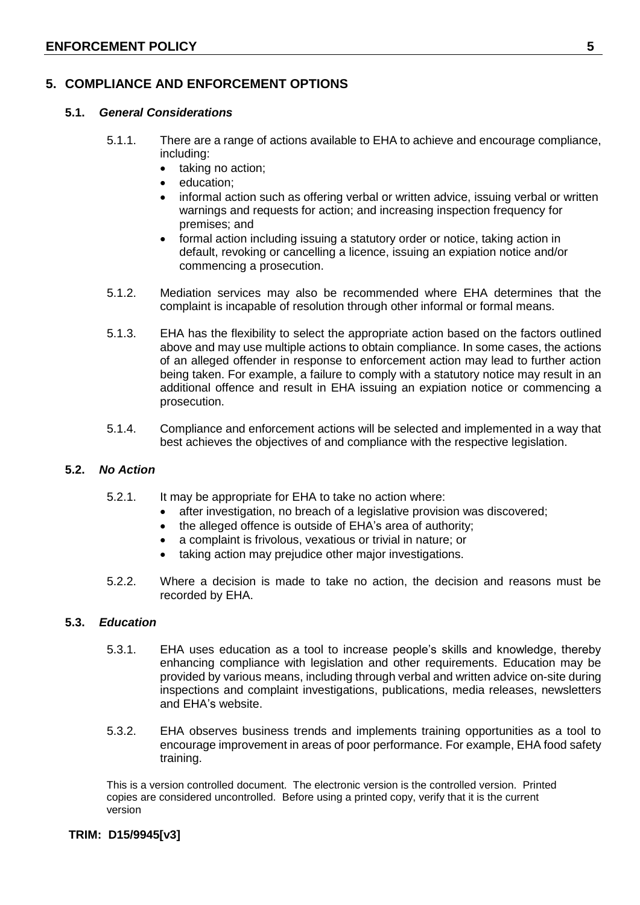## 5. COMPLIANCE AND ENFORCEMENT OPTIONS

### 5.1. *General Considerations*

5.1.1. There are a range of actions available to EHA to achieve and encourage compliance, including:

- taking no action;
- education;
- informal action such as offering verbal or written advice, issuing verbal or written warnings and requests for action; and increasing inspection frequency for premises; and
- formal action including issuing a statutory order or notice, taking action in default, revoking or cancelling a licence, issuing an expiation notice and/or commencing a prosecution.

5.1.2. Mediation services may also be recommended where EHA determines that the complaint is incapable of resolution through other informal or formal means.

5.1.3. EHA has the flexibility to select the appropriate action based on the factors outlined above and may use multiple actions to obtain compliance. In some cases, the actions of an alleged offender in response to enforcement action may lead to further action being taken. For example, a failure to comply with a statutory notice may result in an additional offence and result in EHA issuing an expiation notice or commencing a prosecution.

5.1.4. Compliance and enforcement actions will be selected and implemented in a way that best achieves the objectives of and compliance with the respective legislation.

### 5.2. *No Action*

5.2.1. It may be appropriate for EHA to take no action where:

- after investigation, no breach of a legislative provision was discovered;
- the alleged offence is outside of EHA's area of authority;
- a complaint is frivolous, vexatious or trivial in nature; or
- taking action may prejudice other major investigations.

5.2.2. Where a decision is made to take no action, the decision and reasons must be recorded by EHA.

### 5.3. *Education*

5.3.1. EHA uses education as a tool to increase people's skills and knowledge, thereby enhancing compliance with legislation and other requirements. Education may be provided by various means, including through verbal and written advice on-site during inspections and complaint investigations, publications, media releases, newsletters and EHA's website.

5.3.2. EHA observes business trends and implements training opportunities as a tool to encourage improvement in areas of poor performance. For example, EHA food safety training.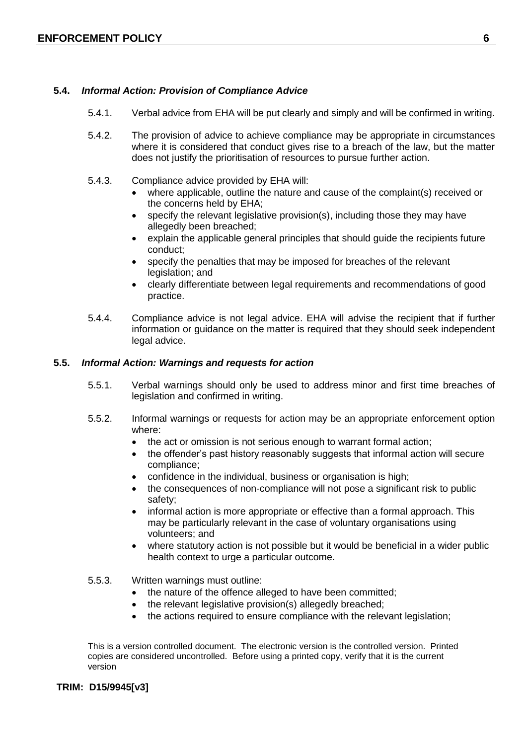### 5.4. *Informal Action: Provision of Compliance Advice*

5.4.1. Verbal advice from EHA will be put clearly and simply and will be confirmed in writing.

5.4.2. The provision of advice to achieve compliance may be appropriate in circumstances where it is considered that conduct gives rise to a breach of the law, but the matter does not justify the prioritisation of resources to pursue further action.

5.4.3. Compliance advice provided by EHA will:

- where applicable, outline the nature and cause of the complaint(s) received or the concerns held by EHA;
- specify the relevant legislative provision(s), including those they may have allegedly been breached;
- explain the applicable general principles that should guide the recipients future conduct;
- specify the penalties that may be imposed for breaches of the relevant legislation; and
- clearly differentiate between legal requirements and recommendations of good practice.

5.4.4. Compliance advice is not legal advice. EHA will advise the recipient that if further information or guidance on the matter is required that they should seek independent legal advice.

### 5.5. *Informal Action: Warnings and requests for action*

5.5.1. Verbal warnings should only be used to address minor and first time breaches of legislation and confirmed in writing.

5.5.2. Informal warnings or requests for action may be an appropriate enforcement option where:

- the act or omission is not serious enough to warrant formal action;
- the offender's past history reasonably suggests that informal action will secure compliance;
- confidence in the individual, business or organisation is high;
- the consequences of non-compliance will not pose a significant risk to public safety;
- informal action is more appropriate or effective than a formal approach. This may be particularly relevant in the case of voluntary organisations using volunteers; and
- where statutory action is not possible but it would be beneficial in a wider public health context to urge a particular outcome.

5.5.3. Written warnings must outline:

- the nature of the offence alleged to have been committed;
- the relevant legislative provision(s) allegedly breached;
- the actions required to ensure compliance with the relevant legislation;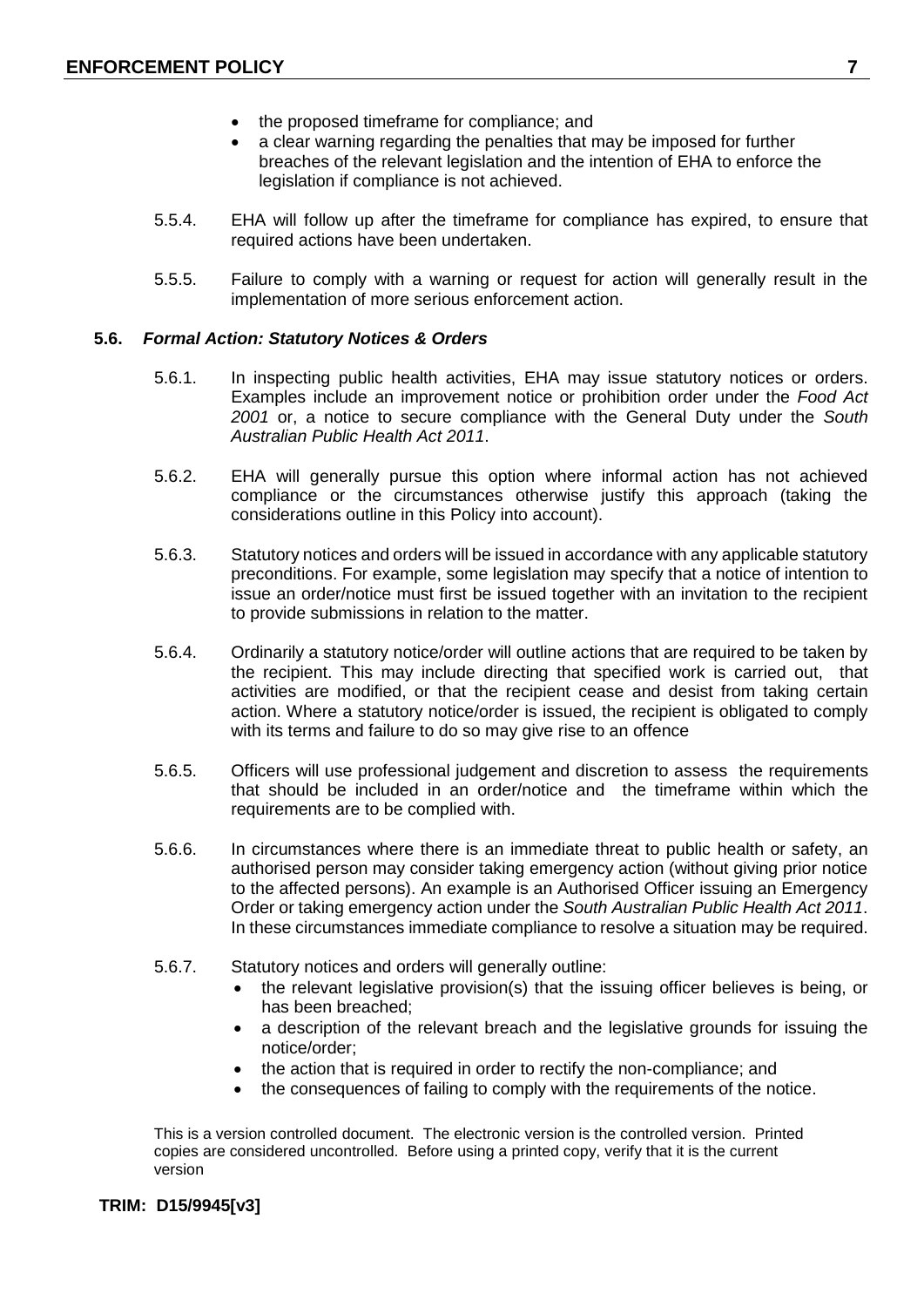- the proposed timeframe for compliance; and
- a clear warning regarding the penalties that may be imposed for further breaches of the relevant legislation and the intention of EHA to enforce the legislation if compliance is not achieved.

5.5.4. EHA will follow up after the timeframe for compliance has expired, to ensure that required actions have been undertaken.

5.5.5. Failure to comply with a warning or request for action will generally result in the implementation of more serious enforcement action.

### 5.6. *Formal Action: Statutory Notices & Orders*

5.6.1. In inspecting public health activities, EHA may issue statutory notices or orders. Examples include an improvement notice or prohibition order under the *Food Act 2001* or, a notice to secure compliance with the General Duty under the *South Australian Public Health Act 2011*.

5.6.2. EHA will generally pursue this option where informal action has not achieved compliance or the circumstances otherwise justify this approach (taking the considerations outline in this Policy into account).

5.6.3. Statutory notices and orders will be issued in accordance with any applicable statutory preconditions. For example, some legislation may specify that a notice of intention to issue an order/notice must first be issued together with an invitation to the recipient to provide submissions in relation to the matter.

5.6.4. Ordinarily a statutory notice/order will outline actions that are required to be taken by the recipient. This may include directing that specified work is carried out, that activities are modified, or that the recipient cease and desist from taking certain action. Where a statutory notice/order is issued, the recipient is obligated to comply with its terms and failure to do so may give rise to an offence

5.6.5. Officers will use professional judgement and discretion to assess the requirements that should be included in an order/notice and the timeframe within which the requirements are to be complied with.

5.6.6. In circumstances where there is an immediate threat to public health or safety, an authorised person may consider taking emergency action (without giving prior notice to the affected persons). An example is an Authorised Officer issuing an Emergency Order or taking emergency action under the *South Australian Public Health Act 2011*. In these circumstances immediate compliance to resolve a situation may be required.

5.6.7. Statutory notices and orders will generally outline:

- the relevant legislative provision(s) that the issuing officer believes is being, or has been breached;
- a description of the relevant breach and the legislative grounds for issuing the notice/order;
- the action that is required in order to rectify the non-compliance; and
- the consequences of failing to comply with the requirements of the notice.

This is a version controlled document. The electronic version is the controlled version. Printed copies are considered uncontrolled. Before using a printed copy, verify that it is the current version

**TRIM: D15/9945[v3]**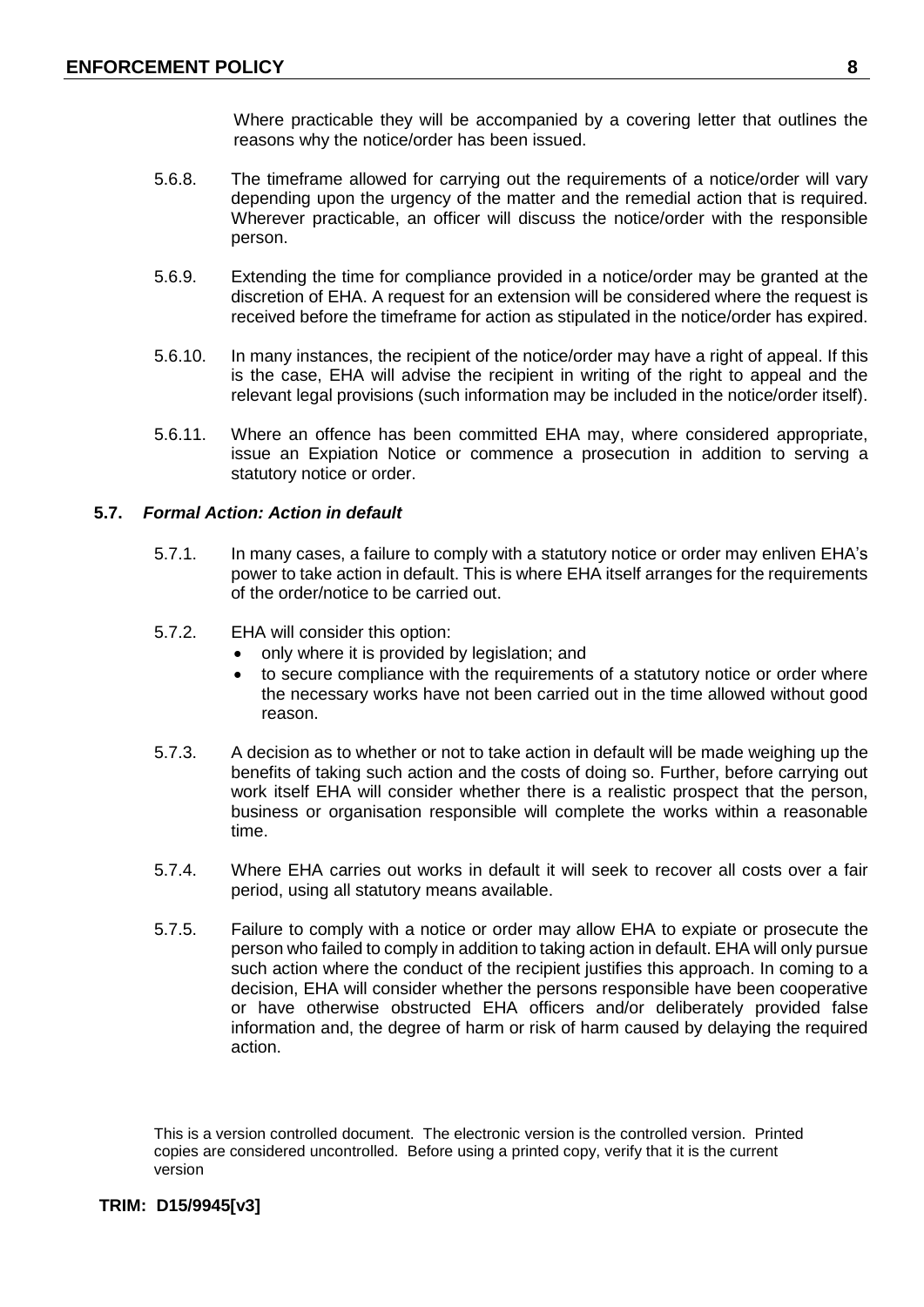Where practicable they will be accompanied by a covering letter that outlines the reasons why the notice/order has been issued.

5.6.8. The timeframe allowed for carrying out the requirements of a notice/order will vary depending upon the urgency of the matter and the remedial action that is required. Wherever practicable, an officer will discuss the notice/order with the responsible person.

5.6.9. Extending the time for compliance provided in a notice/order may be granted at the discretion of EHA. A request for an extension will be considered where the request is received before the timeframe for action as stipulated in the notice/order has expired.

5.6.10. In many instances, the recipient of the notice/order may have a right of appeal. If this is the case, EHA will advise the recipient in writing of the right to appeal and the relevant legal provisions (such information may be included in the notice/order itself).

5.6.11. Where an offence has been committed EHA may, where considered appropriate, issue an Expiation Notice or commence a prosecution in addition to serving a statutory notice or order.

### 5.7. *Formal Action: Action in default*

5.7.1. In many cases, a failure to comply with a statutory notice or order may enliven EHA's power to take action in default. This is where EHA itself arranges for the requirements of the order/notice to be carried out.

5.7.2. EHA will consider this option:

- only where it is provided by legislation; and
- to secure compliance with the requirements of a statutory notice or order where the necessary works have not been carried out in the time allowed without good reason.

5.7.3. A decision as to whether or not to take action in default will be made weighing up the benefits of taking such action and the costs of doing so. Further, before carrying out work itself EHA will consider whether there is a realistic prospect that the person, business or organisation responsible will complete the works within a reasonable time.

5.7.4. Where EHA carries out works in default it will seek to recover all costs over a fair period, using all statutory means available.

5.7.5. Failure to comply with a notice or order may allow EHA to expiate or prosecute the person who failed to comply in addition to taking action in default. EHA will only pursue such action where the conduct of the recipient justifies this approach. In coming to a decision, EHA will consider whether the persons responsible have been cooperative or have otherwise obstructed EHA officers and/or deliberately provided false information and, the degree of harm or risk of harm caused by delaying the required action.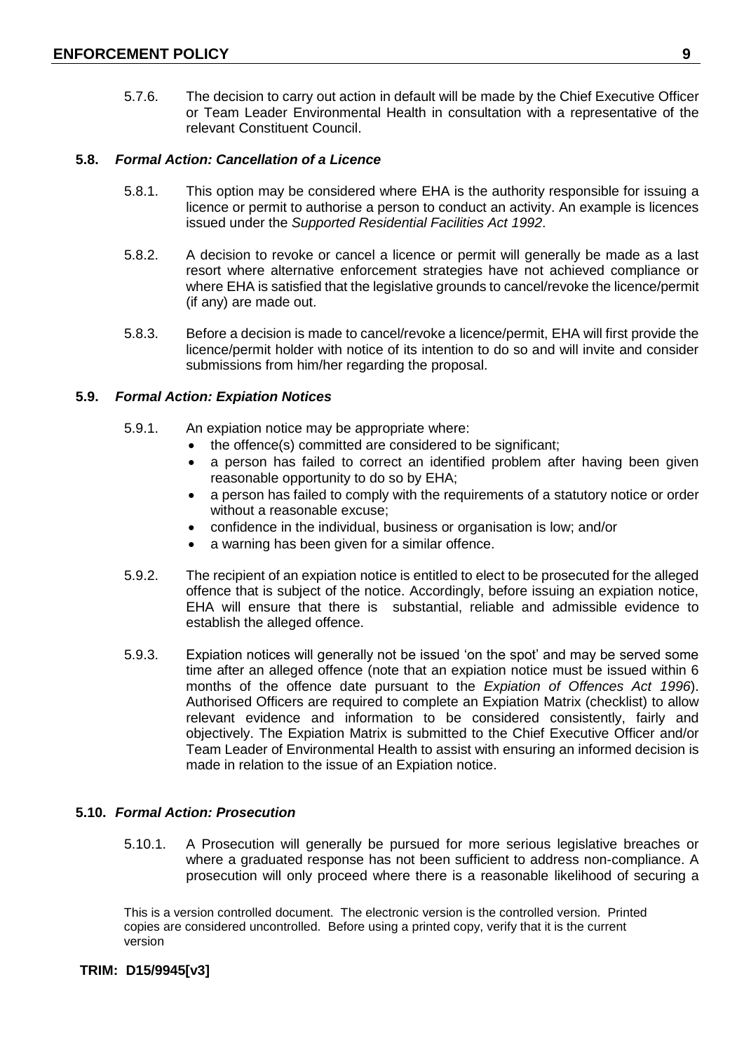5.7.6. The decision to carry out action in default will be made by the Chief Executive Officer or Team Leader Environmental Health in consultation with a representative of the relevant Constituent Council.

### 5.8. *Formal Action: Cancellation of a Licence*

5.8.1. This option may be considered where EHA is the authority responsible for issuing a licence or permit to authorise a person to conduct an activity. An example is licences issued under the *Supported Residential Facilities Act 1992*.

5.8.2. A decision to revoke or cancel a licence or permit will generally be made as a last resort where alternative enforcement strategies have not achieved compliance or where EHA is satisfied that the legislative grounds to cancel/revoke the licence/permit (if any) are made out.

5.8.3. Before a decision is made to cancel/revoke a licence/permit, EHA will first provide the licence/permit holder with notice of its intention to do so and will invite and consider submissions from him/her regarding the proposal.

### 5.9. *Formal Action: Expiation Notices*

5.9.1. An expiation notice may be appropriate where:

- the offence(s) committed are considered to be significant;
- a person has failed to correct an identified problem after having been given reasonable opportunity to do so by EHA;
- a person has failed to comply with the requirements of a statutory notice or order without a reasonable excuse;
- confidence in the individual, business or organisation is low; and/or
- a warning has been given for a similar offence.

5.9.2. The recipient of an expiation notice is entitled to elect to be prosecuted for the alleged offence that is subject of the notice. Accordingly, before issuing an expiation notice, EHA will ensure that there is substantial, reliable and admissible evidence to establish the alleged offence.

5.9.3. Expiation notices will generally not be issued 'on the spot' and may be served some time after an alleged offence (note that an expiation notice must be issued within 6 months of the offence date pursuant to the *Expiation of Offences Act 1996*). Authorised Officers are required to complete an Expiation Matrix (checklist) to allow relevant evidence and information to be considered consistently, fairly and objectively. The Expiation Matrix is submitted to the Chief Executive Officer and/or Team Leader of Environmental Health to assist with ensuring an informed decision is made in relation to the issue of an Expiation notice.

### 5.10. *Formal Action: Prosecution*

5.10.1. A Prosecution will generally be pursued for more serious legislative breaches or where a graduated response has not been sufficient to address non-compliance. A prosecution will only proceed where there is a reasonable likelihood of securing a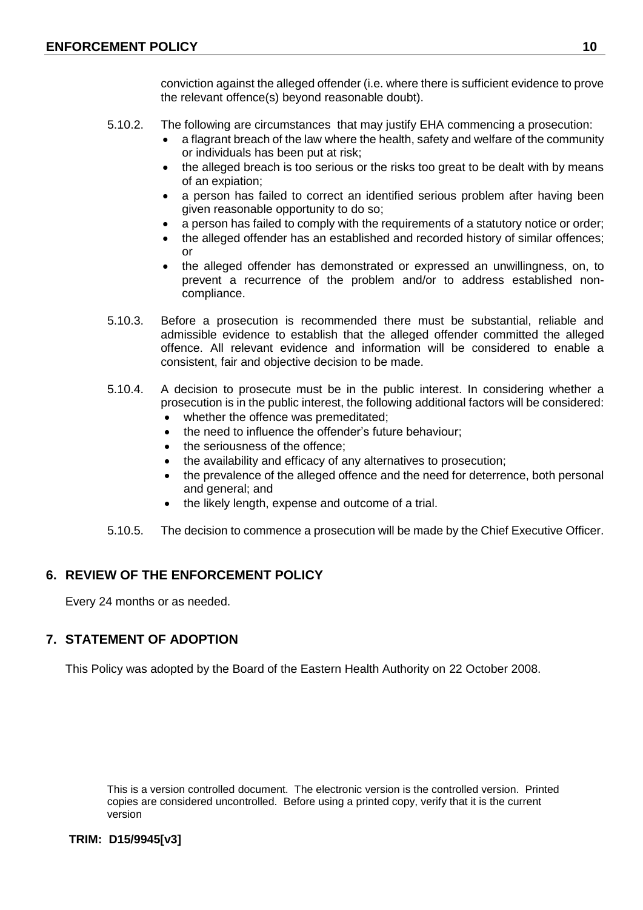conviction against the alleged offender (i.e. where there is sufficient evidence to prove the relevant offence(s) beyond reasonable doubt).

5.10.2. The following are circumstances that may justify EHA commencing a prosecution:

- a flagrant breach of the law where the health, safety and welfare of the community or individuals has been put at risk;
- the alleged breach is too serious or the risks too great to be dealt with by means of an expiation;
- a person has failed to correct an identified serious problem after having been given reasonable opportunity to do so;
- a person has failed to comply with the requirements of a statutory notice or order;
- the alleged offender has an established and recorded history of similar offences; or
- the alleged offender has demonstrated or expressed an unwillingness, on, to prevent a recurrence of the problem and/or to address established non-compliance.

5.10.3. Before a prosecution is recommended there must be substantial, reliable and admissible evidence to establish that the alleged offender committed the alleged offence. All relevant evidence and information will be considered to enable a consistent, fair and objective decision to be made.

5.10.4. A decision to prosecute must be in the public interest. In considering whether a prosecution is in the public interest, the following additional factors will be considered:

- whether the offence was premeditated;
- the need to influence the offender's future behaviour;
- the seriousness of the offence;
- the availability and efficacy of any alternatives to prosecution;
- the prevalence of the alleged offence and the need for deterrence, both personal and general; and
- the likely length, expense and outcome of a trial.

5.10.5. The decision to commence a prosecution will be made by the Chief Executive Officer.

## 6. REVIEW OF THE ENFORCEMENT POLICY

Every 24 months or as needed.

## 7. STATEMENT OF ADOPTION

This Policy was adopted by the Board of the Eastern Health Authority on 22 October 2008.

This is a version controlled document. The electronic version is the controlled version. Printed copies are considered uncontrolled. Before using a printed copy, verify that it is the current version

**TRIM: D15/9945[v3]**